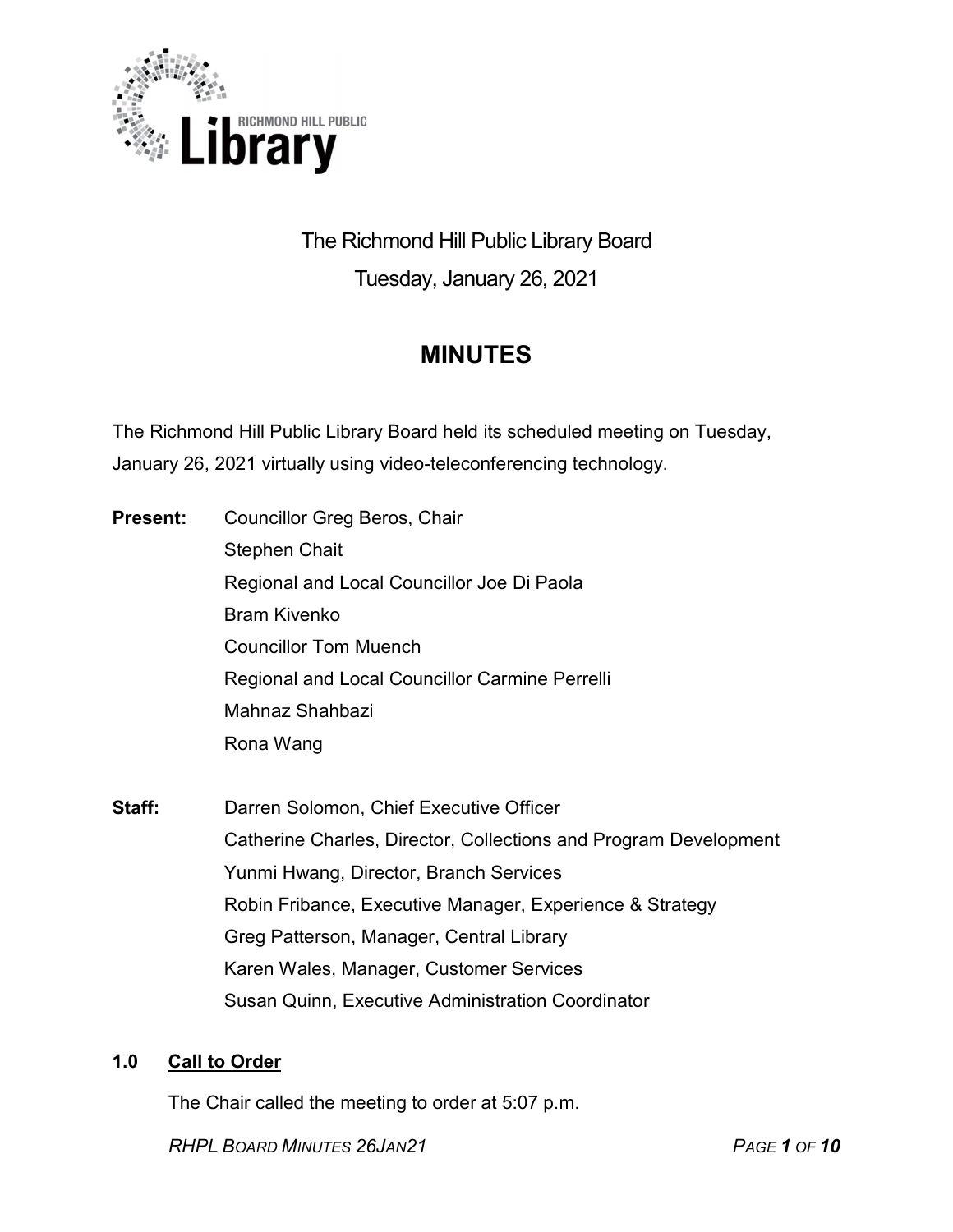# The Richmond Hill Public Library Board

## Tuesday, January 26, 2021

# MINUTES

The Richmond Hill Public Library Board held its scheduled meeting on Tuesday, January 26, 2021 virtually using video-teleconferencing technology.

**Present:**

Councillor Greg Beros, Chair
Stephen Chait
Regional and Local Councillor Joe Di Paola
Bram Kivenko
Councillor Tom Muench
Regional and Local Councillor Carmine Perrelli
Mahnaz Shahbazi
Rona Wang

**Staff:**

Darren Solomon, Chief Executive Officer
Catherine Charles, Director, Collections and Program Development
Yunmi Hwang, Director, Branch Services
Robin Fribance, Executive Manager, Experience & Strategy
Greg Patterson, Manager, Central Library
Karen Wales, Manager, Customer Services
Susan Quinn, Executive Administration Coordinator

## 1.0 Call to Order

The Chair called the meeting to order at 5:07 p.m.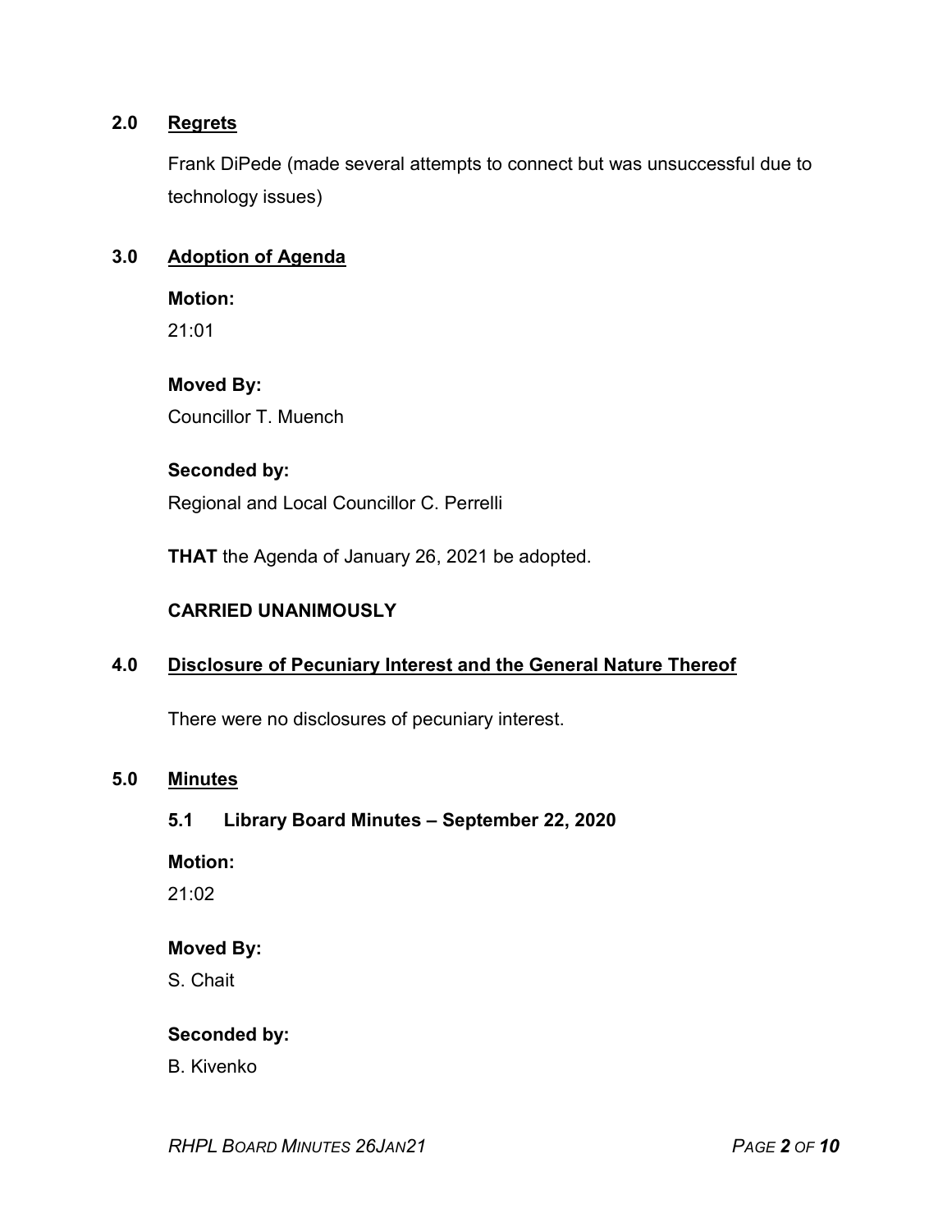## 2.0 Regrets

Frank DiPede (made several attempts to connect but was unsuccessful due to technology issues)

## 3.0 Adoption of Agenda

**Motion:**

21:01

**Moved By:**

Councillor T. Muench

**Seconded by:**

Regional and Local Councillor C. Perrelli

**THAT** the Agenda of January 26, 2021 be adopted.

**CARRIED UNANIMOUSLY**

## 4.0 Disclosure of Pecuniary Interest and the General Nature Thereof

There were no disclosures of pecuniary interest.

## 5.0 Minutes

### 5.1 Library Board Minutes – September 22, 2020

**Motion:**

21:02

**Moved By:**

S. Chait

**Seconded by:**

B. Kivenko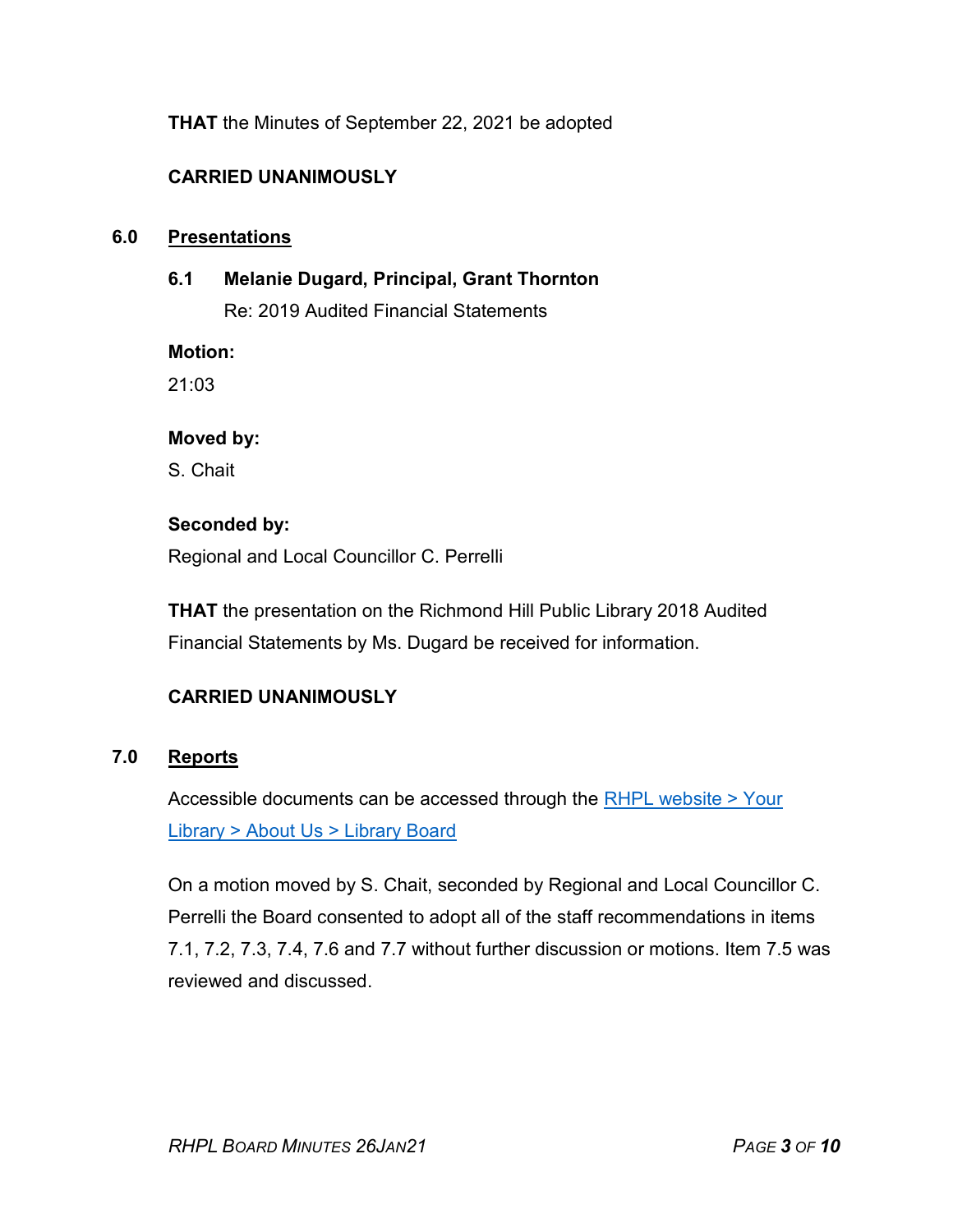**THAT** the Minutes of September 22, 2021 be adopted

**CARRIED UNANIMOUSLY**

## 6.0 Presentations

### 6.1 Melanie Dugard, Principal, Grant Thornton

Re: 2019 Audited Financial Statements

**Motion:**

21:03

**Moved by:**

S. Chait

**Seconded by:**

Regional and Local Councillor C. Perrelli

**THAT** the presentation on the Richmond Hill Public Library 2018 Audited Financial Statements by Ms. Dugard be received for information.

**CARRIED UNANIMOUSLY**

## 7.0 Reports

Accessible documents can be accessed through the [RHPL website > Your Library > About Us > Library Board]()

On a motion moved by S. Chait, seconded by Regional and Local Councillor C. Perrelli the Board consented to adopt all of the staff recommendations in items 7.1, 7.2, 7.3, 7.4, 7.6 and 7.7 without further discussion or motions. Item 7.5 was reviewed and discussed.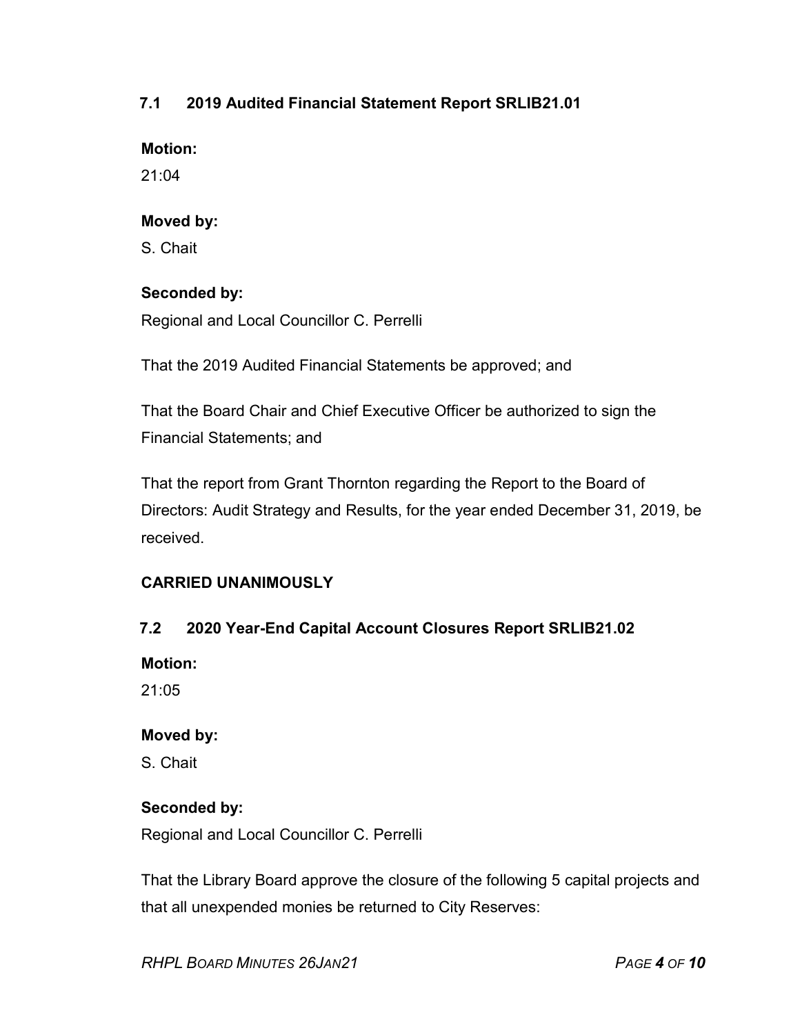### 7.1 2019 Audited Financial Statement Report SRLIB21.01

**Motion:**

21:04

**Moved by:**

S. Chait

**Seconded by:**

Regional and Local Councillor C. Perrelli

That the 2019 Audited Financial Statements be approved; and

That the Board Chair and Chief Executive Officer be authorized to sign the Financial Statements; and

That the report from Grant Thornton regarding the Report to the Board of Directors: Audit Strategy and Results, for the year ended December 31, 2019, be received.

**CARRIED UNANIMOUSLY**

### 7.2 2020 Year-End Capital Account Closures Report SRLIB21.02

**Motion:**

21:05

**Moved by:**

S. Chait

**Seconded by:**

Regional and Local Councillor C. Perrelli

That the Library Board approve the closure of the following 5 capital projects and that all unexpended monies be returned to City Reserves: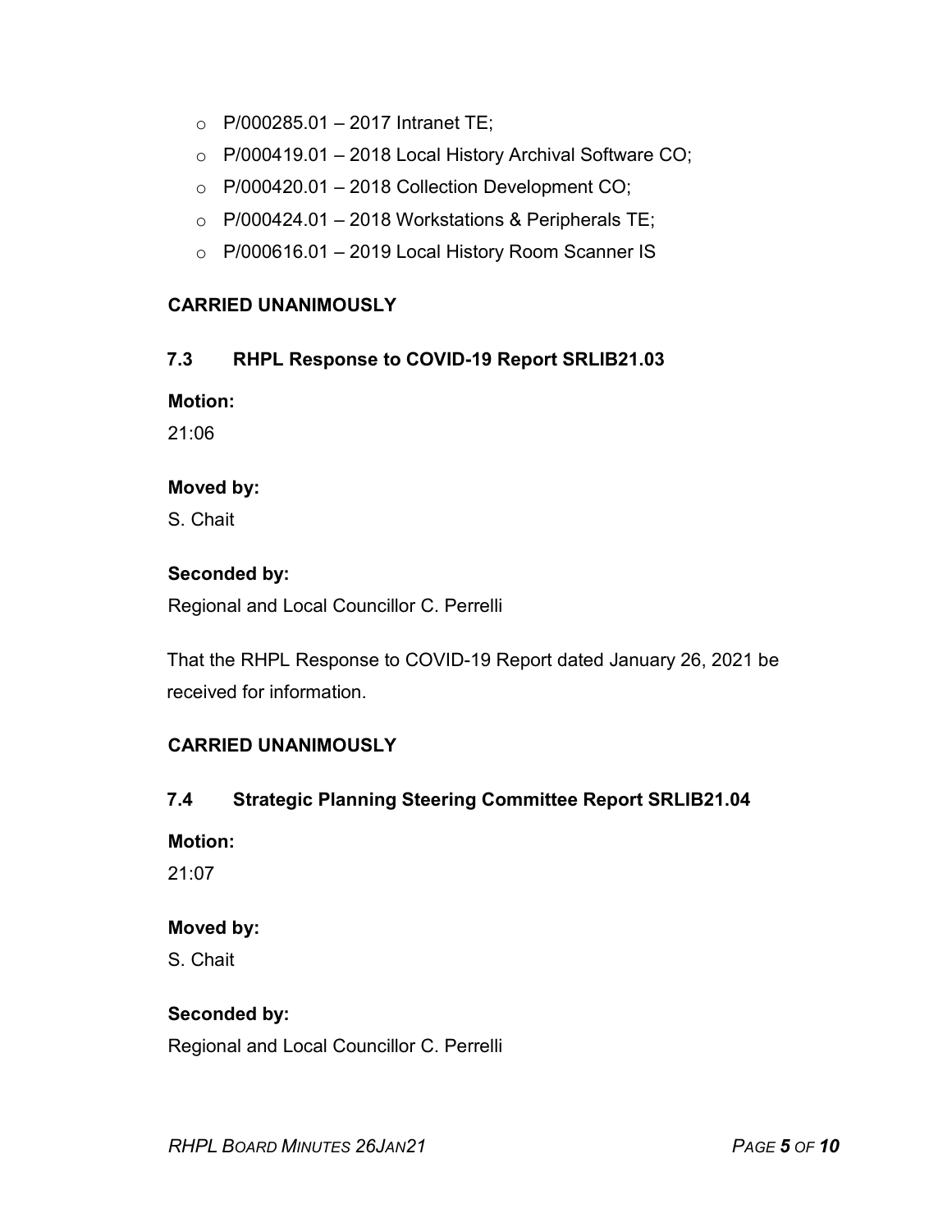- P/000285.01 – 2017 Intranet TE;
- P/000419.01 – 2018 Local History Archival Software CO;
- P/000420.01 – 2018 Collection Development CO;
- P/000424.01 – 2018 Workstations & Peripherals TE;
- P/000616.01 – 2019 Local History Room Scanner IS

**CARRIED UNANIMOUSLY**

### 7.3 RHPL Response to COVID-19 Report SRLIB21.03

**Motion:**

21:06

**Moved by:**

S. Chait

**Seconded by:**

Regional and Local Councillor C. Perrelli

That the RHPL Response to COVID-19 Report dated January 26, 2021 be received for information.

**CARRIED UNANIMOUSLY**

### 7.4 Strategic Planning Steering Committee Report SRLIB21.04

**Motion:**

21:07

**Moved by:**

S. Chait

**Seconded by:**

Regional and Local Councillor C. Perrelli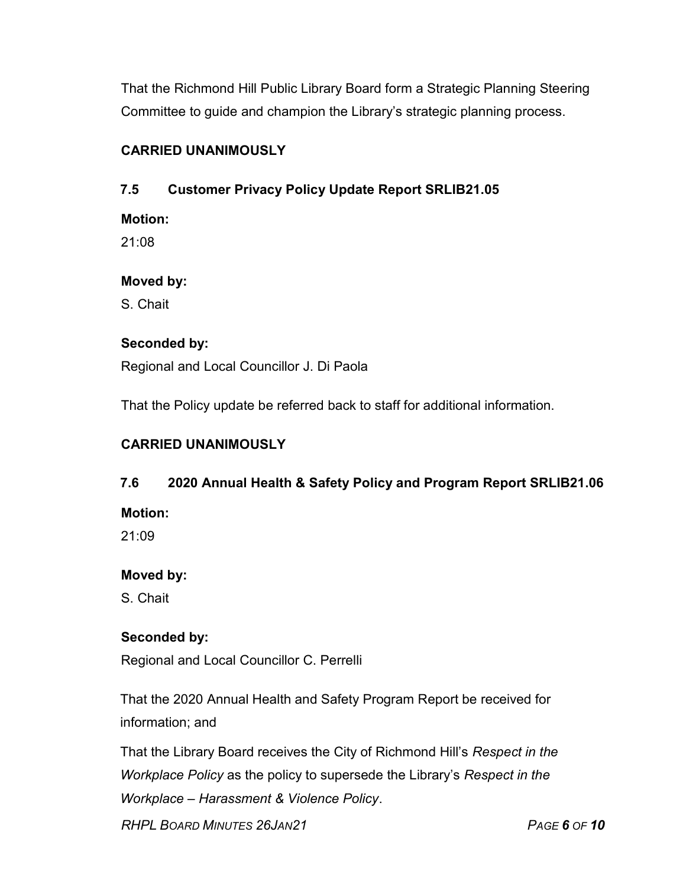That the Richmond Hill Public Library Board form a Strategic Planning Steering Committee to guide and champion the Library's strategic planning process.

**CARRIED UNANIMOUSLY**

### 7.5 Customer Privacy Policy Update Report SRLIB21.05

**Motion:**

21:08

**Moved by:**

S. Chait

**Seconded by:**

Regional and Local Councillor J. Di Paola

That the Policy update be referred back to staff for additional information.

**CARRIED UNANIMOUSLY**

### 7.6 2020 Annual Health & Safety Policy and Program Report SRLIB21.06

**Motion:**

21:09

**Moved by:**

S. Chait

**Seconded by:**

Regional and Local Councillor C. Perrelli

That the 2020 Annual Health and Safety Program Report be received for information; and

That the Library Board receives the City of Richmond Hill's *Respect in the Workplace Policy* as the policy to supersede the Library's *Respect in the Workplace – Harassment & Violence Policy*.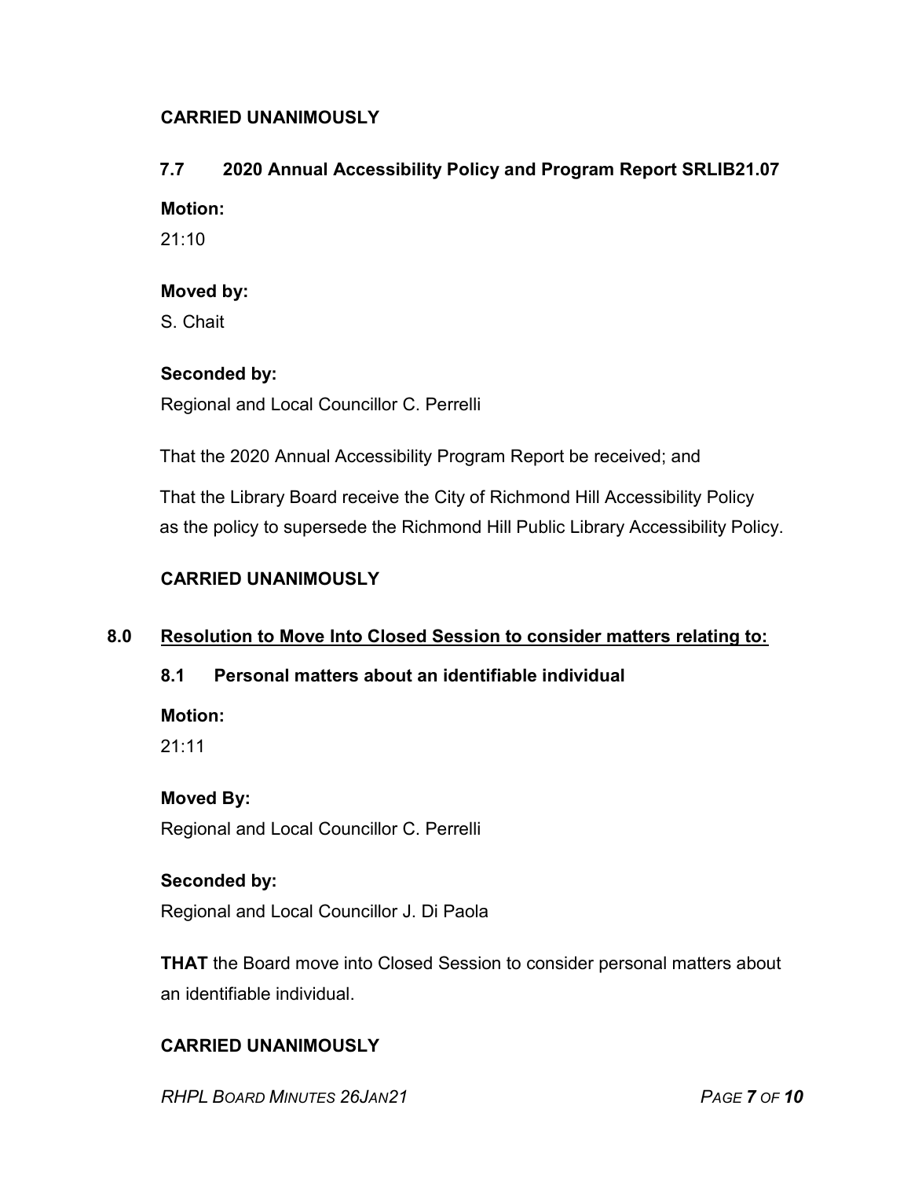**CARRIED UNANIMOUSLY**

### 7.7 2020 Annual Accessibility Policy and Program Report SRLIB21.07

**Motion:**

21:10

**Moved by:**

S. Chait

**Seconded by:**

Regional and Local Councillor C. Perrelli

That the 2020 Annual Accessibility Program Report be received; and

That the Library Board receive the City of Richmond Hill Accessibility Policy as the policy to supersede the Richmond Hill Public Library Accessibility Policy.

**CARRIED UNANIMOUSLY**

## 8.0 Resolution to Move Into Closed Session to consider matters relating to:

### 8.1 Personal matters about an identifiable individual

**Motion:**

21:11

**Moved By:**

Regional and Local Councillor C. Perrelli

**Seconded by:**

Regional and Local Councillor J. Di Paola

**THAT** the Board move into Closed Session to consider personal matters about an identifiable individual.

**CARRIED UNANIMOUSLY**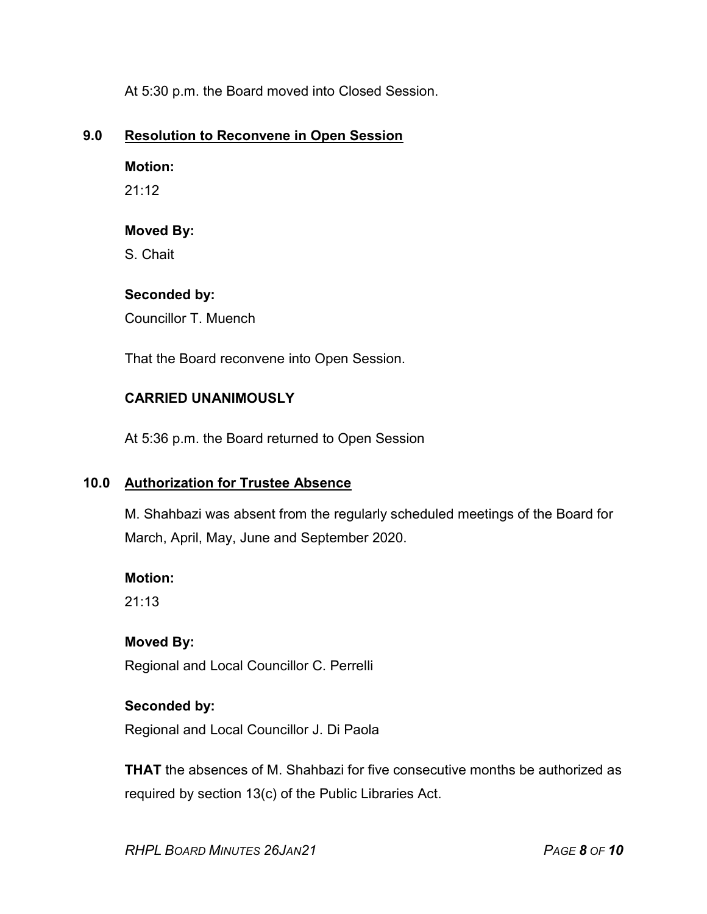At 5:30 p.m. the Board moved into Closed Session.

## 9.0 Resolution to Reconvene in Open Session

**Motion:**

21:12

**Moved By:**

S. Chait

**Seconded by:**

Councillor T. Muench

That the Board reconvene into Open Session.

**CARRIED UNANIMOUSLY**

At 5:36 p.m. the Board returned to Open Session

## 10.0 Authorization for Trustee Absence

M. Shahbazi was absent from the regularly scheduled meetings of the Board for March, April, May, June and September 2020.

**Motion:**

21:13

**Moved By:**

Regional and Local Councillor C. Perrelli

**Seconded by:**

Regional and Local Councillor J. Di Paola

**THAT** the absences of M. Shahbazi for five consecutive months be authorized as required by section 13(c) of the Public Libraries Act.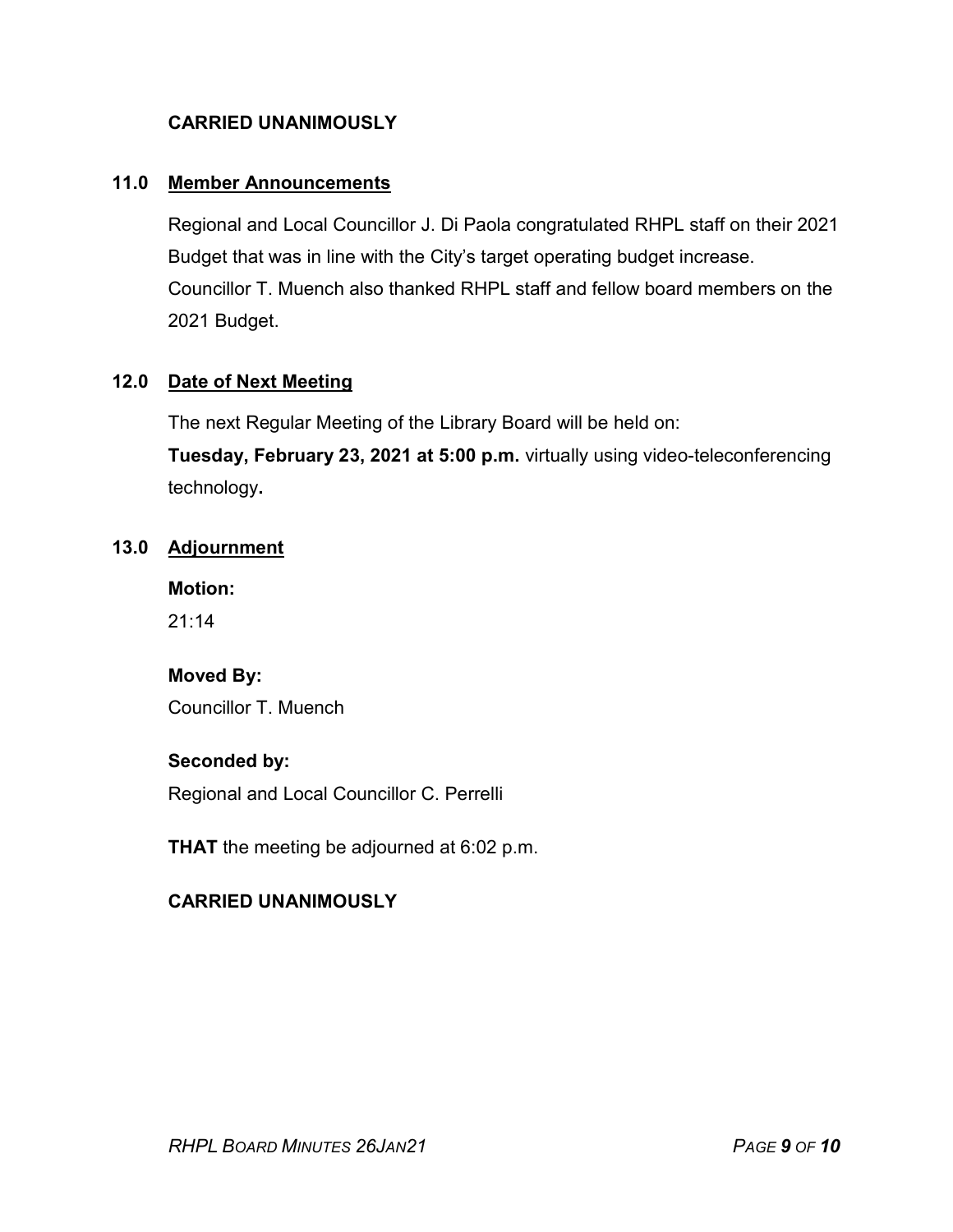**CARRIED UNANIMOUSLY**

## 11.0 Member Announcements

Regional and Local Councillor J. Di Paola congratulated RHPL staff on their 2021 Budget that was in line with the City's target operating budget increase. Councillor T. Muench also thanked RHPL staff and fellow board members on the 2021 Budget.

## 12.0 Date of Next Meeting

The next Regular Meeting of the Library Board will be held on:
**Tuesday, February 23, 2021 at 5:00 p.m.** virtually using video-teleconferencing technology**.**

## 13.0 Adjournment

**Motion:**
21:14

**Moved By:**
Councillor T. Muench

**Seconded by:**
Regional and Local Councillor C. Perrelli

**THAT** the meeting be adjourned at 6:02 p.m.

**CARRIED UNANIMOUSLY**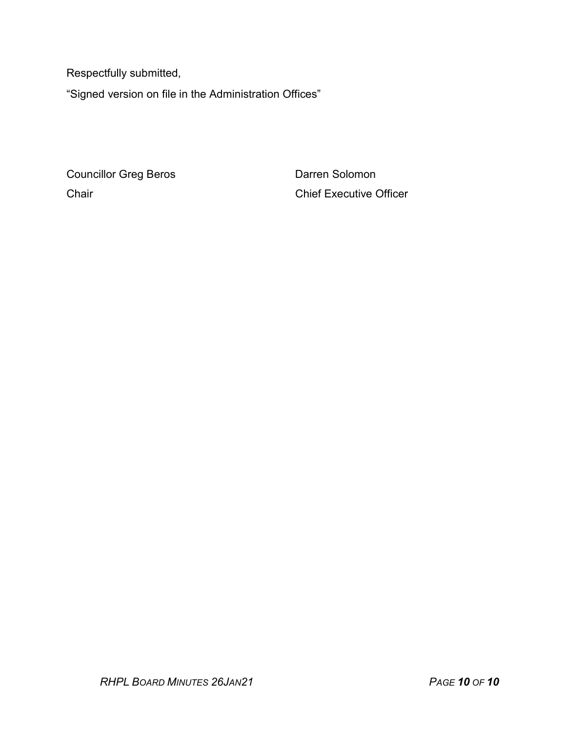Respectfully submitted,

"Signed version on file in the Administration Offices"

| | |
|---|---|
| Councillor Greg Beros | Darren Solomon |
| Chair | Chief Executive Officer |